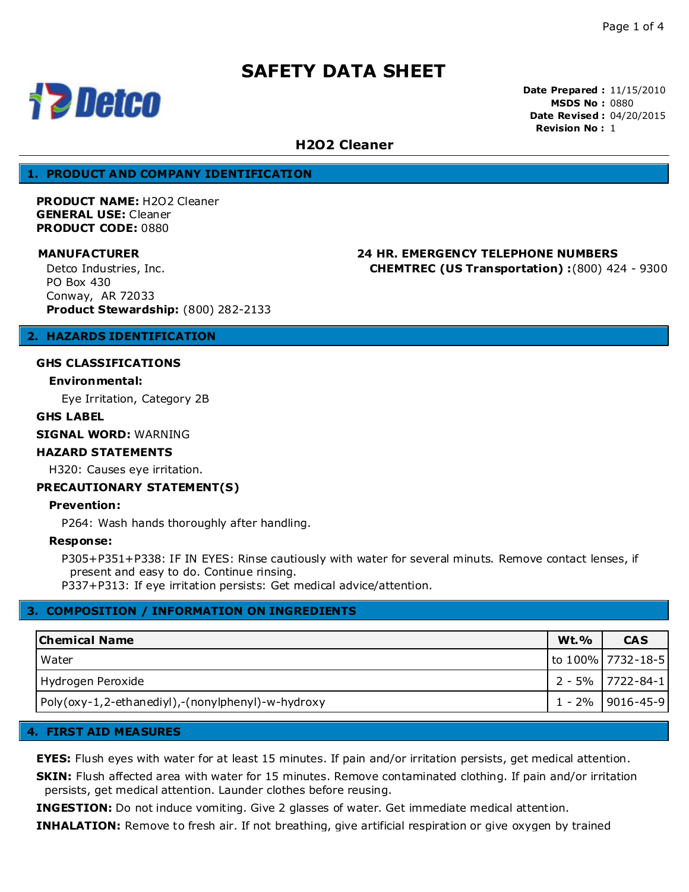# SAFETY DATA SHEET

Detco

**Date Prepared :** 11/15/2010
**MSDS No :** 0880
**Date Revised :** 04/20/2015
**Revision No :** 1

## H2O2 Cleaner

## 1. PRODUCT AND COMPANY IDENTIFICATION

**PRODUCT NAME:** H2O2 Cleaner
**GENERAL USE:** Cleaner
**PRODUCT CODE:** 0880

**MANUFACTURER**

Detco Industries, Inc.
PO Box 430
Conway, AR 72033
**Product Stewardship:** (800) 282-2133

**24 HR. EMERGENCY TELEPHONE NUMBERS**

**CHEMTREC (US Transportation) :**(800) 424 - 9300

## 2. HAZARDS IDENTIFICATION

**GHS CLASSIFICATIONS**

**Environmental:**

Eye Irritation, Category 2B

**GHS LABEL**

**SIGNAL WORD:** WARNING

**HAZARD STATEMENTS**

H320: Causes eye irritation.

**PRECAUTIONARY STATEMENT(S)**

**Prevention:**

P264: Wash hands thoroughly after handling.

**Response:**

P305+P351+P338: IF IN EYES: Rinse cautiously with water for several minuts. Remove contact lenses, if present and easy to do. Continue rinsing.
P337+P313: If eye irritation persists: Get medical advice/attention.

## 3. COMPOSITION / INFORMATION ON INGREDIENTS

| Chemical Name | Wt.% | CAS |
|---|---|---|
| Water | to 100% | 7732-18-5 |
| Hydrogen Peroxide | 2 - 5% | 7722-84-1 |
| Poly(oxy-1,2-ethanediyl),-(nonylphenyl)-w-hydroxy | 1 - 2% | 9016-45-9 |

## 4. FIRST AID MEASURES

**EYES:** Flush eyes with water for at least 15 minutes. If pain and/or irritation persists, get medical attention.

**SKIN:** Flush affected area with water for 15 minutes. Remove contaminated clothing. If pain and/or irritation persists, get medical attention. Launder clothes before reusing.

**INGESTION:** Do not induce vomiting. Give 2 glasses of water. Get immediate medical attention.

**INHALATION:** Remove to fresh air. If not breathing, give artificial respiration or give oxygen by trained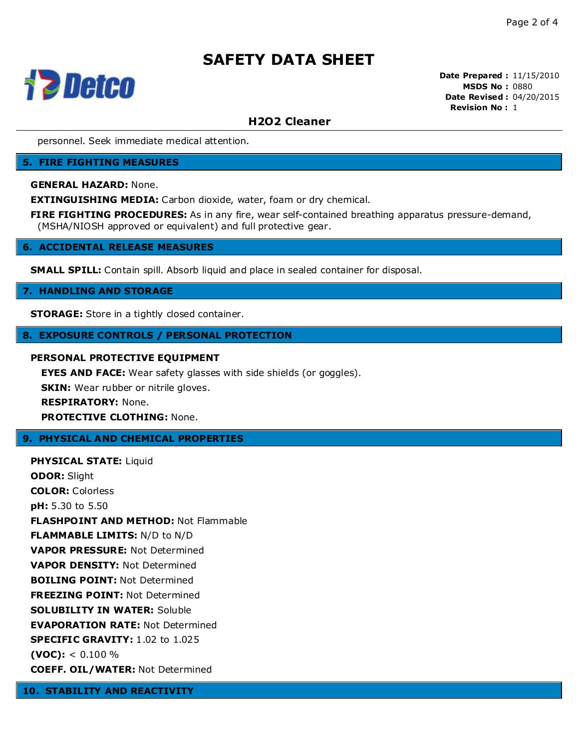personnel. Seek immediate medical attention.

## 5. FIRE FIGHTING MEASURES

**GENERAL HAZARD:** None.

**EXTINGUISHING MEDIA:** Carbon dioxide, water, foam or dry chemical.

**FIRE FIGHTING PROCEDURES:** As in any fire, wear self-contained breathing apparatus pressure-demand, (MSHA/NIOSH approved or equivalent) and full protective gear.

## 6. ACCIDENTAL RELEASE MEASURES

**SMALL SPILL:** Contain spill. Absorb liquid and place in sealed container for disposal.

## 7. HANDLING AND STORAGE

**STORAGE:** Store in a tightly closed container.

## 8. EXPOSURE CONTROLS / PERSONAL PROTECTION

**PERSONAL PROTECTIVE EQUIPMENT**

**EYES AND FACE:** Wear safety glasses with side shields (or goggles).

**SKIN:** Wear rubber or nitrile gloves.

**RESPIRATORY:** None.

**PROTECTIVE CLOTHING:** None.

## 9. PHYSICAL AND CHEMICAL PROPERTIES

**PHYSICAL STATE:** Liquid

**ODOR:** Slight

**COLOR:** Colorless

**pH:** 5.30 to 5.50

**FLASHPOINT AND METHOD:** Not Flammable

**FLAMMABLE LIMITS:** N/D to N/D

**VAPOR PRESSURE:** Not Determined

**VAPOR DENSITY:** Not Determined

**BOILING POINT:** Not Determined

**FREEZING POINT:** Not Determined

**SOLUBILITY IN WATER:** Soluble

**EVAPORATION RATE:** Not Determined

**SPECIFIC GRAVITY:** 1.02 to 1.025

**(VOC):** < 0.100 %

**COEFF. OIL/WATER:** Not Determined

## 10. STABILITY AND REACTIVITY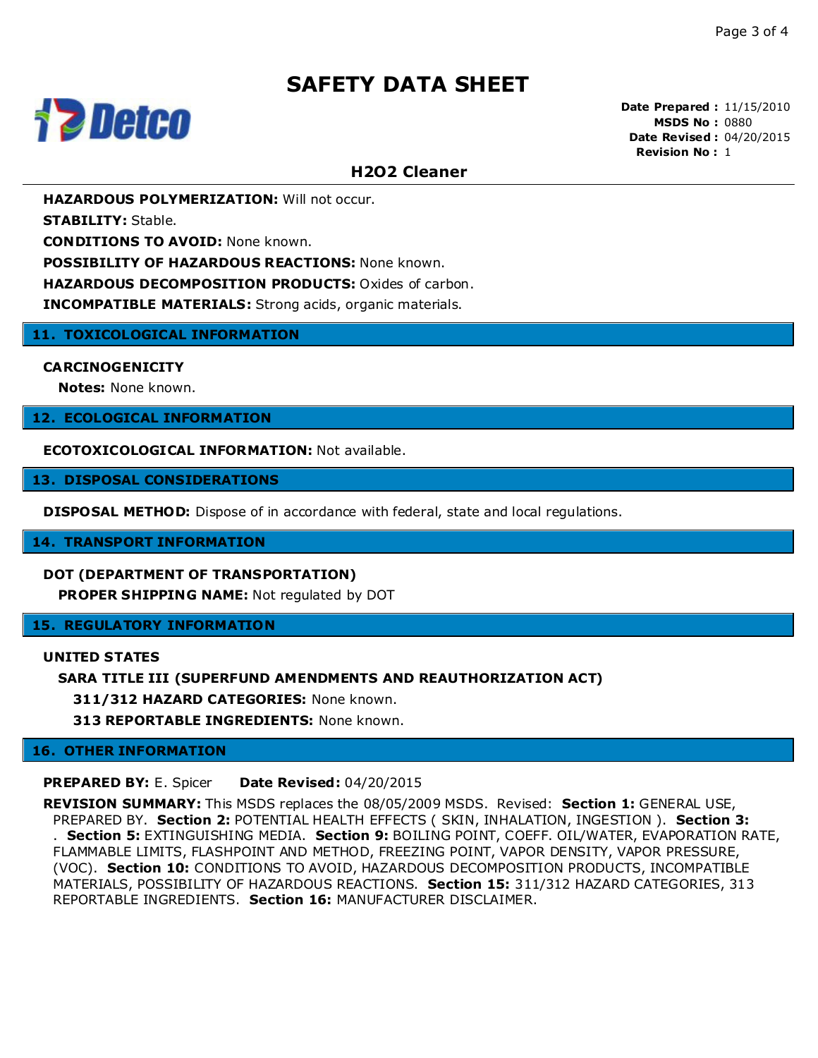# SAFETY DATA SHEET

**Date Prepared :** 11/15/2010
**MSDS No :** 0880
**Date Revised :** 04/20/2015
**Revision No :** 1

## H2O2 Cleaner

**HAZARDOUS POLYMERIZATION:** Will not occur.

**STABILITY:** Stable.

**CONDITIONS TO AVOID:** None known.

**POSSIBILITY OF HAZARDOUS REACTIONS:** None known.

**HAZARDOUS DECOMPOSITION PRODUCTS:** Oxides of carbon.

**INCOMPATIBLE MATERIALS:** Strong acids, organic materials.

## 11. TOXICOLOGICAL INFORMATION

**CARCINOGENICITY**

**Notes:** None known.

## 12. ECOLOGICAL INFORMATION

**ECOTOXICOLOGICAL INFORMATION:** Not available.

## 13. DISPOSAL CONSIDERATIONS

**DISPOSAL METHOD:** Dispose of in accordance with federal, state and local regulations.

## 14. TRANSPORT INFORMATION

**DOT (DEPARTMENT OF TRANSPORTATION)**

**PROPER SHIPPING NAME:** Not regulated by DOT

## 15. REGULATORY INFORMATION

**UNITED STATES**

**SARA TITLE III (SUPERFUND AMENDMENTS AND REAUTHORIZATION ACT)**

**311/312 HAZARD CATEGORIES:** None known.

**313 REPORTABLE INGREDIENTS:** None known.

## 16. OTHER INFORMATION

**PREPARED BY:** E. Spicer **Date Revised:** 04/20/2015

**REVISION SUMMARY:** This MSDS replaces the 08/05/2009 MSDS. Revised: **Section 1:** GENERAL USE, PREPARED BY. **Section 2:** POTENTIAL HEALTH EFFECTS ( SKIN, INHALATION, INGESTION ). **Section 3:** . **Section 5:** EXTINGUISHING MEDIA. **Section 9:** BOILING POINT, COEFF. OIL/WATER, EVAPORATION RATE, FLAMMABLE LIMITS, FLASHPOINT AND METHOD, FREEZING POINT, VAPOR DENSITY, VAPOR PRESSURE, (VOC). **Section 10:** CONDITIONS TO AVOID, HAZARDOUS DECOMPOSITION PRODUCTS, INCOMPATIBLE MATERIALS, POSSIBILITY OF HAZARDOUS REACTIONS. **Section 15:** 311/312 HAZARD CATEGORIES, 313 REPORTABLE INGREDIENTS. **Section 16:** MANUFACTURER DISCLAIMER.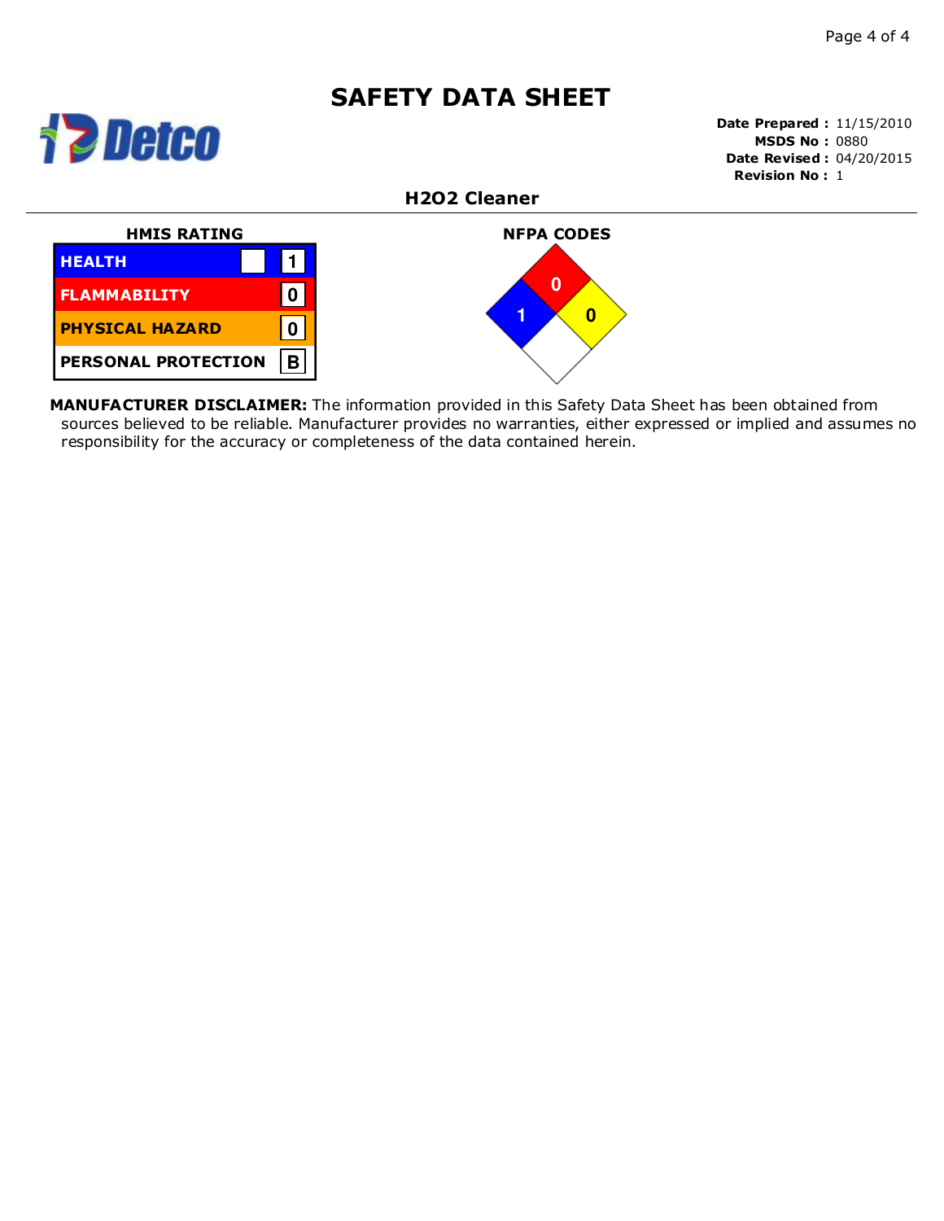# SAFETY DATA SHEET

**Detco**

**Date Prepared :** 11/15/2010
**MSDS No :** 0880
**Date Revised :** 04/20/2015
**Revision No :** 1

## H2O2 Cleaner

**HMIS RATING**

| | |
|---|---|
| HEALTH | 1 |
| FLAMMABILITY | 0 |
| PHYSICAL HAZARD | 0 |
| PERSONAL PROTECTION | B |

**NFPA CODES**

0

1

0

**MANUFACTURER DISCLAIMER:** The information provided in this Safety Data Sheet has been obtained from sources believed to be reliable. Manufacturer provides no warranties, either expressed or implied and assumes no responsibility for the accuracy or completeness of the data contained herein.